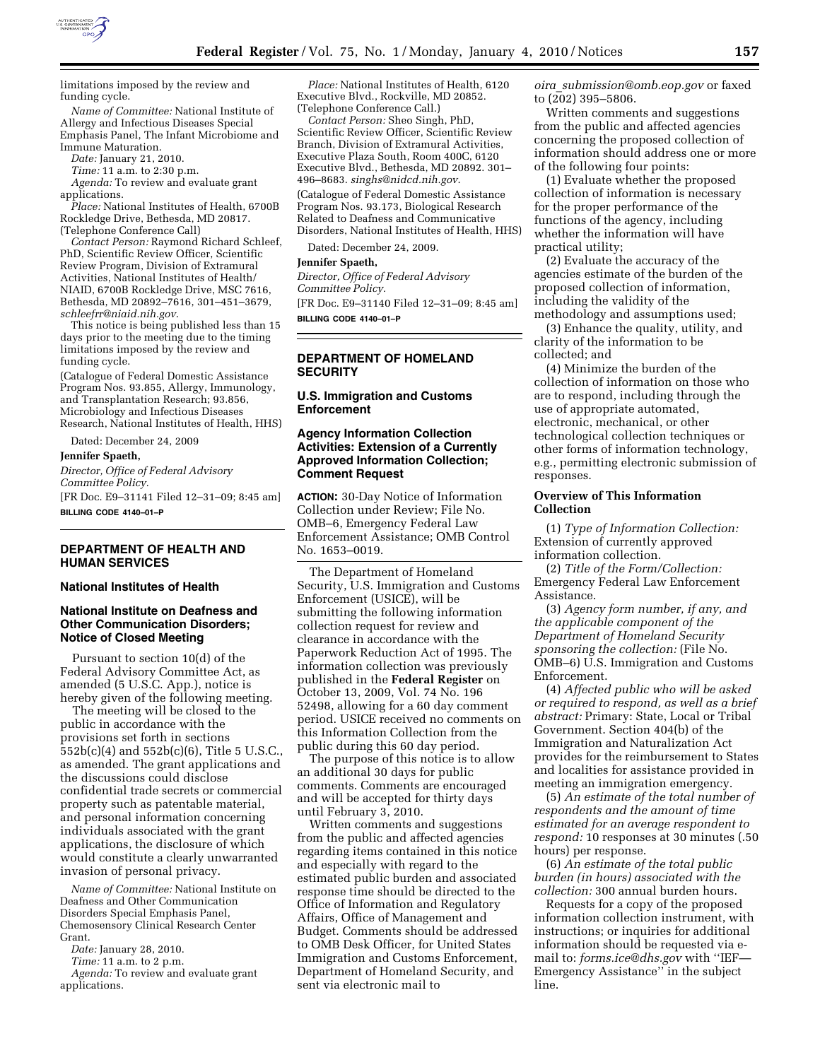limitations imposed by the review and funding cycle.

*Name of Committee:* National Institute of Allergy and Infectious Diseases Special Emphasis Panel, The Infant Microbiome and Immune Maturation.

*Date:* January 21, 2010.

*Time:* 11 a.m. to 2:30 p.m.

*Agenda:* To review and evaluate grant applications.

*Place:* National Institutes of Health, 6700B Rockledge Drive, Bethesda, MD 20817. (Telephone Conference Call)

*Contact Person:* Raymond Richard Schleef, PhD, Scientific Review Officer, Scientific Review Program, Division of Extramural Activities, National Institutes of Health/NIAID, 6700B Rockledge Drive, MSC 7616, Bethesda, MD 20892–7616, 301–451–3679, *schleefrr@niaid.nih.gov.*

This notice is being published less than 15 days prior to the meeting due to the timing limitations imposed by the review and funding cycle.

(Catalogue of Federal Domestic Assistance Program Nos. 93.855, Allergy, Immunology, and Transplantation Research; 93.856, Microbiology and Infectious Diseases Research, National Institutes of Health, HHS)

Dated: December 24, 2009

**Jennifer Spaeth,**

*Director, Office of Federal Advisory Committee Policy.*

[FR Doc. E9–31141 Filed 12–31–09; 8:45 am]

**BILLING CODE 4140–01–P**

## DEPARTMENT OF HEALTH AND HUMAN SERVICES

### National Institutes of Health

### National Institute on Deafness and Other Communication Disorders; Notice of Closed Meeting

Pursuant to section 10(d) of the Federal Advisory Committee Act, as amended (5 U.S.C. App.), notice is hereby given of the following meeting.

The meeting will be closed to the public in accordance with the provisions set forth in sections 552b(c)(4) and 552b(c)(6), Title 5 U.S.C., as amended. The grant applications and the discussions could disclose confidential trade secrets or commercial property such as patentable material, and personal information concerning individuals associated with the grant applications, the disclosure of which would constitute a clearly unwarranted invasion of personal privacy.

*Name of Committee:* National Institute on Deafness and Other Communication Disorders Special Emphasis Panel, Chemosensory Clinical Research Center Grant.

*Date:* January 28, 2010.

*Time:* 11 a.m. to 2 p.m.

*Agenda:* To review and evaluate grant applications.

*Place:* National Institutes of Health, 6120 Executive Blvd., Rockville, MD 20852. (Telephone Conference Call.)

*Contact Person:* Sheo Singh, PhD, Scientific Review Officer, Scientific Review Branch, Division of Extramural Activities, Executive Plaza South, Room 400C, 6120 Executive Blvd., Bethesda, MD 20892. 301–496–8683. *singhs@nidcd.nih.gov.*

(Catalogue of Federal Domestic Assistance Program Nos. 93.173, Biological Research Related to Deafness and Communicative Disorders, National Institutes of Health, HHS)

Dated: December 24, 2009.

**Jennifer Spaeth,**

*Director, Office of Federal Advisory Committee Policy.*

[FR Doc. E9–31140 Filed 12–31–09; 8:45 am]

**BILLING CODE 4140–01–P**

## DEPARTMENT OF HOMELAND SECURITY

### U.S. Immigration and Customs Enforcement

### Agency Information Collection Activities: Extension of a Currently Approved Information Collection; Comment Request

**ACTION:** 30-Day Notice of Information Collection under Review; File No. OMB–6, Emergency Federal Law Enforcement Assistance; OMB Control No. 1653–0019.

The Department of Homeland Security, U.S. Immigration and Customs Enforcement (USICE), will be submitting the following information collection request for review and clearance in accordance with the Paperwork Reduction Act of 1995. The information collection was previously published in the **Federal Register** on October 13, 2009, Vol. 74 No. 196 52498, allowing for a 60 day comment period. USICE received no comments on this Information Collection from the public during this 60 day period.

The purpose of this notice is to allow an additional 30 days for public comments. Comments are encouraged and will be accepted for thirty days until February 3, 2010.

Written comments and suggestions from the public and affected agencies regarding items contained in this notice and especially with regard to the estimated public burden and associated response time should be directed to the Office of Information and Regulatory Affairs, Office of Management and Budget. Comments should be addressed to OMB Desk Officer, for United States Immigration and Customs Enforcement, Department of Homeland Security, and sent via electronic mail to *oira_submission@omb.eop.gov* or faxed to (202) 395–5806.

Written comments and suggestions from the public and affected agencies concerning the proposed collection of information should address one or more of the following four points:

(1) Evaluate whether the proposed collection of information is necessary for the proper performance of the functions of the agency, including whether the information will have practical utility;

(2) Evaluate the accuracy of the agencies estimate of the burden of the proposed collection of information, including the validity of the methodology and assumptions used;

(3) Enhance the quality, utility, and clarity of the information to be collected; and

(4) Minimize the burden of the collection of information on those who are to respond, including through the use of appropriate automated, electronic, mechanical, or other technological collection techniques or other forms of information technology, e.g., permitting electronic submission of responses.

**Overview of This Information Collection**

(1) *Type of Information Collection:* Extension of currently approved information collection.

(2) *Title of the Form/Collection:* Emergency Federal Law Enforcement Assistance.

(3) *Agency form number, if any, and the applicable component of the Department of Homeland Security sponsoring the collection:* (File No. OMB–6) U.S. Immigration and Customs Enforcement.

(4) *Affected public who will be asked or required to respond, as well as a brief abstract:* Primary: State, Local or Tribal Government. Section 404(b) of the Immigration and Naturalization Act provides for the reimbursement to States and localities for assistance provided in meeting an immigration emergency.

(5) *An estimate of the total number of respondents and the amount of time estimated for an average respondent to respond:* 10 responses at 30 minutes (.50 hours) per response.

(6) *An estimate of the total public burden (in hours) associated with the collection:* 300 annual burden hours.

Requests for a copy of the proposed information collection instrument, with instructions; or inquiries for additional information should be requested via e-mail to: *forms.ice@dhs.gov* with ''IEF—Emergency Assistance'' in the subject line.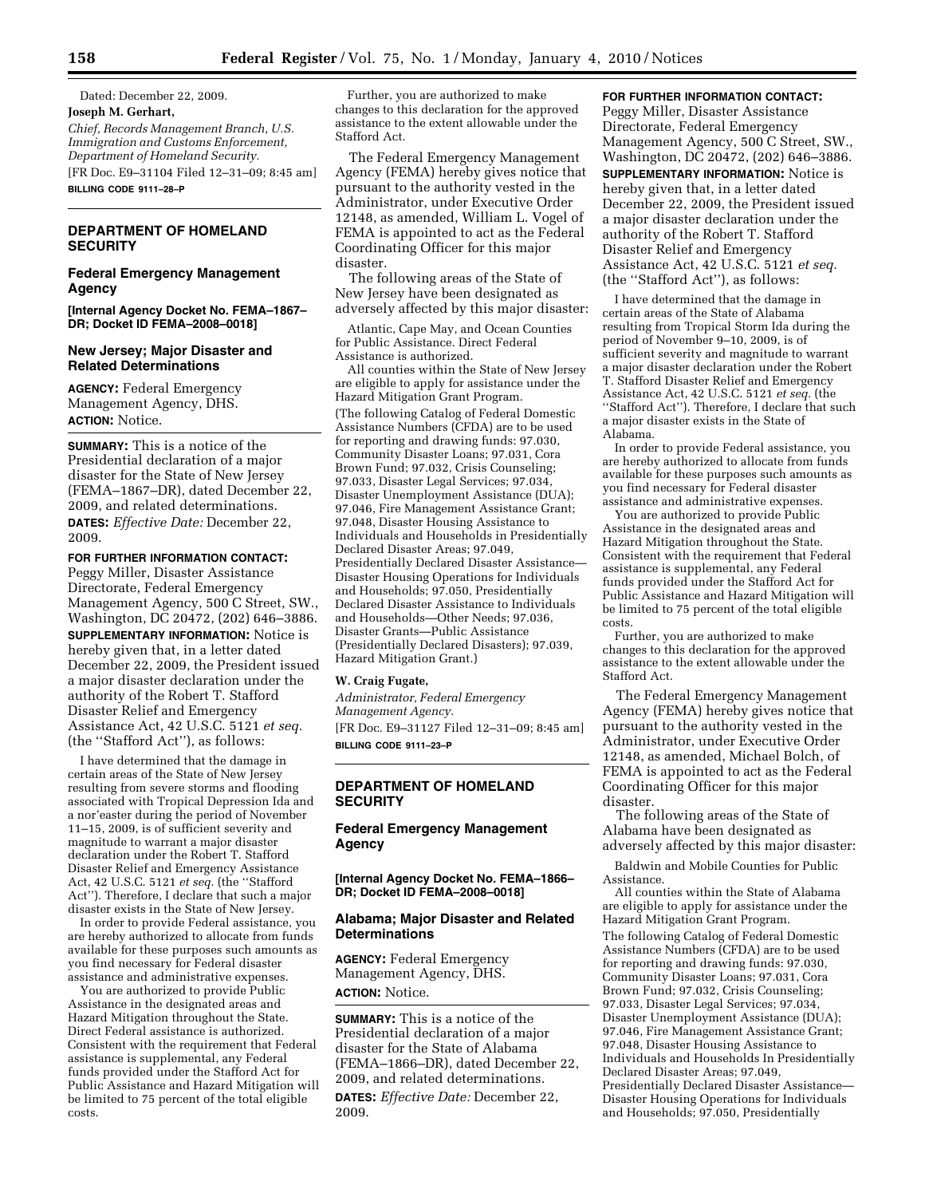Dated: December 22, 2009.

**Joseph M. Gerhart,**

*Chief, Records Management Branch, U.S. Immigration and Customs Enforcement, Department of Homeland Security.*

[FR Doc. E9–31104 Filed 12–31–09; 8:45 am]

**BILLING CODE 9111–28–P**

---

## DEPARTMENT OF HOMELAND SECURITY

### Federal Emergency Management Agency

**[Internal Agency Docket No. FEMA–1867–DR; Docket ID FEMA–2008–0018]**

### New Jersey; Major Disaster and Related Determinations

**AGENCY:** Federal Emergency Management Agency, DHS.

**ACTION:** Notice.

**SUMMARY:** This is a notice of the Presidential declaration of a major disaster for the State of New Jersey (FEMA–1867–DR), dated December 22, 2009, and related determinations.

**DATES:** *Effective Date:* December 22, 2009.

**FOR FURTHER INFORMATION CONTACT:** Peggy Miller, Disaster Assistance Directorate, Federal Emergency Management Agency, 500 C Street, SW., Washington, DC 20472, (202) 646–3886.

**SUPPLEMENTARY INFORMATION:** Notice is hereby given that, in a letter dated December 22, 2009, the President issued a major disaster declaration under the authority of the Robert T. Stafford Disaster Relief and Emergency Assistance Act, 42 U.S.C. 5121 *et seq.* (the "Stafford Act"), as follows:

I have determined that the damage in certain areas of the State of New Jersey resulting from severe storms and flooding associated with Tropical Depression Ida and a nor'easter during the period of November 11–15, 2009, is of sufficient severity and magnitude to warrant a major disaster declaration under the Robert T. Stafford Disaster Relief and Emergency Assistance Act, 42 U.S.C. 5121 *et seq.* (the "Stafford Act"). Therefore, I declare that such a major disaster exists in the State of New Jersey.

In order to provide Federal assistance, you are hereby authorized to allocate from funds available for these purposes such amounts as you find necessary for Federal disaster assistance and administrative expenses.

You are authorized to provide Public Assistance in the designated areas and Hazard Mitigation throughout the State. Direct Federal assistance is authorized. Consistent with the requirement that Federal assistance is supplemental, any Federal funds provided under the Stafford Act for Public Assistance and Hazard Mitigation will be limited to 75 percent of the total eligible costs.

Further, you are authorized to make changes to this declaration for the approved assistance to the extent allowable under the Stafford Act.

The Federal Emergency Management Agency (FEMA) hereby gives notice that pursuant to the authority vested in the Administrator, under Executive Order 12148, as amended, William L. Vogel of FEMA is appointed to act as the Federal Coordinating Officer for this major disaster.

The following areas of the State of New Jersey have been designated as adversely affected by this major disaster:

Atlantic, Cape May, and Ocean Counties for Public Assistance. Direct Federal Assistance is authorized.

All counties within the State of New Jersey are eligible to apply for assistance under the Hazard Mitigation Grant Program.

(The following Catalog of Federal Domestic Assistance Numbers (CFDA) are to be used for reporting and drawing funds: 97.030, Community Disaster Loans; 97.031, Cora Brown Fund; 97.032, Crisis Counseling; 97.033, Disaster Legal Services; 97.034, Disaster Unemployment Assistance (DUA); 97.046, Fire Management Assistance Grant; 97.048, Disaster Housing Assistance to Individuals and Households in Presidentially Declared Disaster Areas; 97.049, Presidentially Declared Disaster Assistance—Disaster Housing Operations for Individuals and Households; 97.050, Presidentially Declared Disaster Assistance to Individuals and Households—Other Needs; 97.036, Disaster Grants—Public Assistance (Presidentially Declared Disasters); 97.039, Hazard Mitigation Grant.)

**W. Craig Fugate,**

*Administrator, Federal Emergency Management Agency.*

[FR Doc. E9–31127 Filed 12–31–09; 8:45 am]

**BILLING CODE 9111–23–P**

---

## DEPARTMENT OF HOMELAND SECURITY

### Federal Emergency Management Agency

**[Internal Agency Docket No. FEMA–1866–DR; Docket ID FEMA–2008–0018]**

### Alabama; Major Disaster and Related Determinations

**AGENCY:** Federal Emergency Management Agency, DHS.

**ACTION:** Notice.

**SUMMARY:** This is a notice of the Presidential declaration of a major disaster for the State of Alabama (FEMA–1866–DR), dated December 22, 2009, and related determinations.

**DATES:** *Effective Date:* December 22, 2009.

**FOR FURTHER INFORMATION CONTACT:** Peggy Miller, Disaster Assistance Directorate, Federal Emergency Management Agency, 500 C Street, SW., Washington, DC 20472, (202) 646–3886.

**SUPPLEMENTARY INFORMATION:** Notice is hereby given that, in a letter dated December 22, 2009, the President issued a major disaster declaration under the authority of the Robert T. Stafford Disaster Relief and Emergency Assistance Act, 42 U.S.C. 5121 *et seq.* (the "Stafford Act"), as follows:

I have determined that the damage in certain areas of the State of Alabama resulting from Tropical Storm Ida during the period of November 9–10, 2009, is of sufficient severity and magnitude to warrant a major disaster declaration under the Robert T. Stafford Disaster Relief and Emergency Assistance Act, 42 U.S.C. 5121 *et seq.* (the "Stafford Act"). Therefore, I declare that such a major disaster exists in the State of Alabama.

In order to provide Federal assistance, you are hereby authorized to allocate from funds available for these purposes such amounts as you find necessary for Federal disaster assistance and administrative expenses.

You are authorized to provide Public Assistance in the designated areas and Hazard Mitigation throughout the State. Consistent with the requirement that Federal assistance is supplemental, any Federal funds provided under the Stafford Act for Public Assistance and Hazard Mitigation will be limited to 75 percent of the total eligible costs.

Further, you are authorized to make changes to this declaration for the approved assistance to the extent allowable under the Stafford Act.

The Federal Emergency Management Agency (FEMA) hereby gives notice that pursuant to the authority vested in the Administrator, under Executive Order 12148, as amended, Michael Bolch, of FEMA is appointed to act as the Federal Coordinating Officer for this major disaster.

The following areas of the State of Alabama have been designated as adversely affected by this major disaster:

Baldwin and Mobile Counties for Public Assistance.

All counties within the State of Alabama are eligible to apply for assistance under the Hazard Mitigation Grant Program.

The following Catalog of Federal Domestic Assistance Numbers (CFDA) are to be used for reporting and drawing funds: 97.030, Community Disaster Loans; 97.031, Cora Brown Fund; 97.032, Crisis Counseling; 97.033, Disaster Legal Services; 97.034, Disaster Unemployment Assistance (DUA); 97.046, Fire Management Assistance Grant; 97.048, Disaster Housing Assistance to Individuals and Households In Presidentially Declared Disaster Areas; 97.049, Presidentially Declared Disaster Assistance—Disaster Housing Operations for Individuals and Households; 97.050, Presidentially